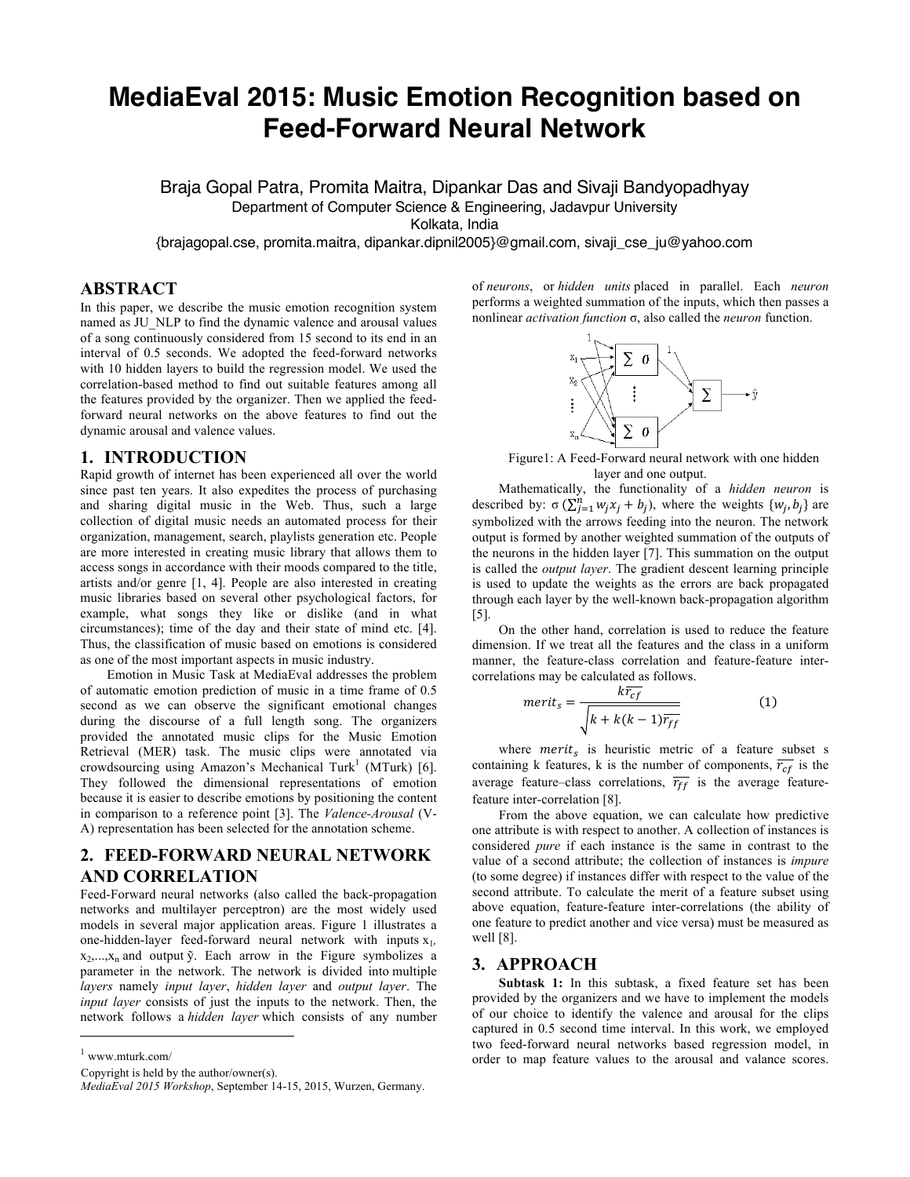# MediaEval 2015: Music Emotion Recognition based on Feed-Forward Neural Network

Braja Gopal Patra, Promita Maitra, Dipankar Das and Sivaji Bandyopadhyay

Department of Computer Science & Engineering, Jadavpur University

Kolkata, India

{brajagopal.cse, promita.maitra, dipankar.dipnil2005}@gmail.com, sivaji_cse_ju@yahoo.com

## ABSTRACT

In this paper, we describe the music emotion recognition system named as JU_NLP to find the dynamic valence and arousal values of a song continuously considered from 15 second to its end in an interval of 0.5 seconds. We adopted the feed-forward networks with 10 hidden layers to build the regression model. We used the correlation-based method to find out suitable features among all the features provided by the organizer. Then we applied the feed-forward neural networks on the above features to find out the dynamic arousal and valence values.

## 1. INTRODUCTION

Rapid growth of internet has been experienced all over the world since past ten years. It also expedites the process of purchasing and sharing digital music in the Web. Thus, such a large collection of digital music needs an automated process for their organization, management, search, playlists generation etc. People are more interested in creating music library that allows them to access songs in accordance with their moods compared to the title, artists and/or genre [1, 4]. People are also interested in creating music libraries based on several other psychological factors, for example, what songs they like or dislike (and in what circumstances); time of the day and their state of mind etc. [4]. Thus, the classification of music based on emotions is considered as one of the most important aspects in music industry.

Emotion in Music Task at MediaEval addresses the problem of automatic emotion prediction of music in a time frame of 0.5 second as we can observe the significant emotional changes during the discourse of a full length song. The organizers provided the annotated music clips for the Music Emotion Retrieval (MER) task. The music clips were annotated via crowdsourcing using Amazon's Mechanical Turk[1] (MTurk) [6]. They followed the dimensional representations of emotion because it is easier to describe emotions by positioning the content in comparison to a reference point [3]. The *Valence-Arousal* (V-A) representation has been selected for the annotation scheme.

## 2. FEED-FORWARD NEURAL NETWORK AND CORRELATION

Feed-Forward neural networks (also called the back-propagation networks and multilayer perceptron) are the most widely used models in several major application areas. Figure 1 illustrates a one-hidden-layer feed-forward neural network with inputs $x_1$, $x_2$,...,$x_n$ and output $\tilde{y}$. Each arrow in the Figure symbolizes a parameter in the network. The network is divided into multiple *layers* namely *input layer*, *hidden layer* and *output layer*. The *input layer* consists of just the inputs to the network. Then, the network follows a *hidden layer* which consists of any number of *neurons*, or *hidden units* placed in parallel. Each *neuron* performs a weighted summation of the inputs, which then passes a nonlinear *activation function* σ, also called the *neuron* function.

Figure1: A Feed-Forward neural network with one hidden layer and one output.

Mathematically, the functionality of a *hidden neuron* is described by: $\sigma\left(\sum_{j=1}^{n} w_j x_j + b_j\right)$, where the weights $\{w_j, b_j\}$ are symbolized with the arrows feeding into the neuron. The network output is formed by another weighted summation of the outputs of the neurons in the hidden layer [7]. This summation on the output is called the *output layer*. The gradient descent learning principle is used to update the weights as the errors are back propagated through each layer by the well-known back-propagation algorithm [5].

On the other hand, correlation is used to reduce the feature dimension. If we treat all the features and the class in a uniform manner, the feature-class correlation and feature-feature inter-correlations may be calculated as follows.

$$merit_s = \frac{k\overline{r_{cf}}}{\sqrt{k + k(k-1)\overline{r_{ff}}}} \qquad (1)$$

where $merit_s$ is heuristic metric of a feature subset s containing k features, k is the number of components, $\overline{r_{cf}}$ is the average feature–class correlations, $\overline{r_{ff}}$ is the average feature-feature inter-correlation [8].

From the above equation, we can calculate how predictive one attribute is with respect to another. A collection of instances is considered *pure* if each instance is the same in contrast to the value of a second attribute; the collection of instances is *impure* (to some degree) if instances differ with respect to the value of the second attribute. To calculate the merit of a feature subset using above equation, feature-feature inter-correlations (the ability of one feature to predict another and vice versa) must be measured as well [8].

## 3. APPROACH

**Subtask 1:** In this subtask, a fixed feature set has been provided by the organizers and we have to implement the models of our choice to identify the valence and arousal for the clips captured in 0.5 second time interval. In this work, we employed two feed-forward neural networks based regression model, in order to map feature values to the arousal and valance scores.

[1] www.mturk.com/

Copyright is held by the author/owner(s).

*MediaEval 2015 Workshop*, September 14-15, 2015, Wurzen, Germany.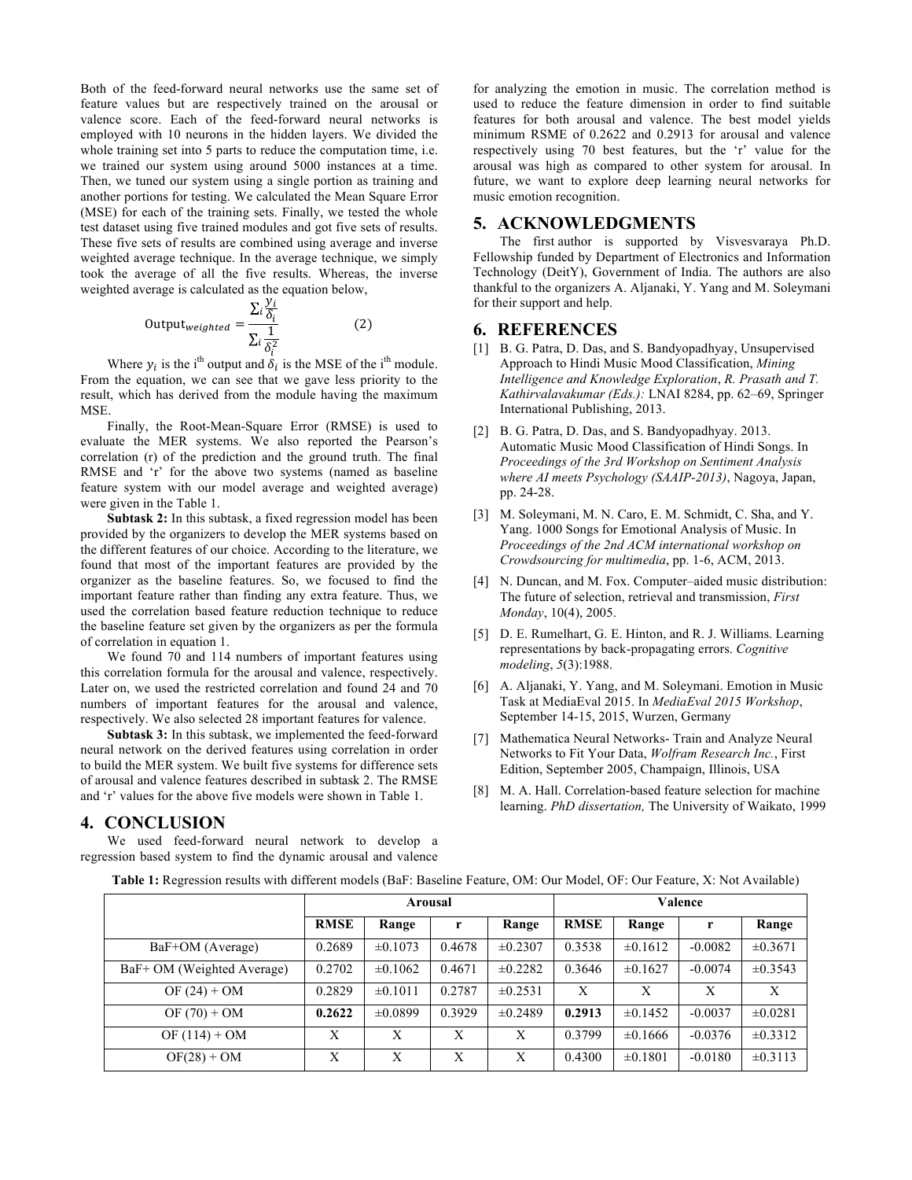Both of the feed-forward neural networks use the same set of feature values but are respectively trained on the arousal or valence score. Each of the feed-forward neural networks is employed with 10 neurons in the hidden layers. We divided the whole training set into 5 parts to reduce the computation time, i.e. we trained our system using around 5000 instances at a time. Then, we tuned our system using a single portion as training and another portions for testing. We calculated the Mean Square Error (MSE) for each of the training sets. Finally, we tested the whole test dataset using five trained modules and got five sets of results. These five sets of results are combined using average and inverse weighted average technique. In the average technique, we simply took the average of all the five results. Whereas, the inverse weighted average is calculated as the equation below,

$$\text{Output}_{weighted} = \frac{\sum_i \frac{y_i}{\delta_i}}{\sum_i \frac{1}{\delta_i^2}} \qquad (2)$$

Where $y_i$ is the i[th] output and $\delta_i$ is the MSE of the i[th] module. From the equation, we can see that we gave less priority to the result, which has derived from the module having the maximum MSE.

Finally, the Root-Mean-Square Error (RMSE) is used to evaluate the MER systems. We also reported the Pearson's correlation (r) of the prediction and the ground truth. The final RMSE and 'r' for the above two systems (named as baseline feature system with our model average and weighted average) were given in the Table 1.

**Subtask 2:** In this subtask, a fixed regression model has been provided by the organizers to develop the MER systems based on the different features of our choice. According to the literature, we found that most of the important features are provided by the organizer as the baseline features. So, we focused to find the important feature rather than finding any extra feature. Thus, we used the correlation based feature reduction technique to reduce the baseline feature set given by the organizers as per the formula of correlation in equation 1.

We found 70 and 114 numbers of important features using this correlation formula for the arousal and valence, respectively. Later on, we used the restricted correlation and found 24 and 70 numbers of important features for the arousal and valence, respectively. We also selected 28 important features for valence.

**Subtask 3:** In this subtask, we implemented the feed-forward neural network on the derived features using correlation in order to build the MER system. We built five systems for difference sets of arousal and valence features described in subtask 2. The RMSE and 'r' values for the above five models were shown in Table 1.

## 4. CONCLUSION

We used feed-forward neural network to develop a regression based system to find the dynamic arousal and valence for analyzing the emotion in music. The correlation method is used to reduce the feature dimension in order to find suitable features for both arousal and valence. The best model yields minimum RSME of 0.2622 and 0.2913 for arousal and valence respectively using 70 best features, but the 'r' value for the arousal was high as compared to other system for arousal. In future, we want to explore deep learning neural networks for music emotion recognition.

## 5. ACKNOWLEDGMENTS

The first author is supported by Visvesvaraya Ph.D. Fellowship funded by Department of Electronics and Information Technology (DeitY), Government of India. The authors are also thankful to the organizers A. Aljanaki, Y. Yang and M. Soleymani for their support and help.

## 6. REFERENCES

[1] B. G. Patra, D. Das, and S. Bandyopadhyay, Unsupervised Approach to Hindi Music Mood Classification, *Mining Intelligence and Knowledge Exploration*, *R. Prasath and T. Kathirvalavakumar (Eds.):* LNAI 8284, pp. 62–69, Springer International Publishing, 2013.

[2] B. G. Patra, D. Das, and S. Bandyopadhyay. 2013. Automatic Music Mood Classification of Hindi Songs. In *Proceedings of the 3rd Workshop on Sentiment Analysis where AI meets Psychology (SAAIP-2013)*, Nagoya, Japan, pp. 24-28.

[3] M. Soleymani, M. N. Caro, E. M. Schmidt, C. Sha, and Y. Yang. 1000 Songs for Emotional Analysis of Music. In *Proceedings of the 2nd ACM international workshop on Crowdsourcing for multimedia*, pp. 1-6, ACM, 2013.

[4] N. Duncan, and M. Fox. Computer–aided music distribution: The future of selection, retrieval and transmission, *First Monday*, 10(4), 2005.

[5] D. E. Rumelhart, G. E. Hinton, and R. J. Williams. Learning representations by back-propagating errors. *Cognitive modeling*, *5*(3):1988.

[6] A. Aljanaki, Y. Yang, and M. Soleymani. Emotion in Music Task at MediaEval 2015. In *MediaEval 2015 Workshop*, September 14-15, 2015, Wurzen, Germany

[7] Mathematica Neural Networks- Train and Analyze Neural Networks to Fit Your Data, *Wolfram Research Inc.*, First Edition, September 2005, Champaign, Illinois, USA

[8] M. A. Hall. Correlation-based feature selection for machine learning. *PhD dissertation,* The University of Waikato, 1999

**Table 1:** Regression results with different models (BaF: Baseline Feature, OM: Our Model, OF: Our Feature, X: Not Available)

| | Arousal | | | | Valence | | | |
|---|---|---|---|---|---|---|---|---|
| | RMSE | Range | r | Range | RMSE | Range | r | Range |
| BaF+OM (Average) | 0.2689 | ±0.1073 | 0.4678 | ±0.2307 | 0.3538 | ±0.1612 | -0.0082 | ±0.3671 |
| BaF+ OM (Weighted Average) | 0.2702 | ±0.1062 | 0.4671 | ±0.2282 | 0.3646 | ±0.1627 | -0.0074 | ±0.3543 |
| OF (24) + OM | 0.2829 | ±0.1011 | 0.2787 | ±0.2531 | X | X | X | X |
| OF (70) + OM | **0.2622** | ±0.0899 | 0.3929 | ±0.2489 | **0.2913** | ±0.1452 | -0.0037 | ±0.0281 |
| OF (114) + OM | X | X | X | X | 0.3799 | ±0.1666 | -0.0376 | ±0.3312 |
| OF(28) + OM | X | X | X | X | 0.4300 | ±0.1801 | -0.0180 | ±0.3113 |